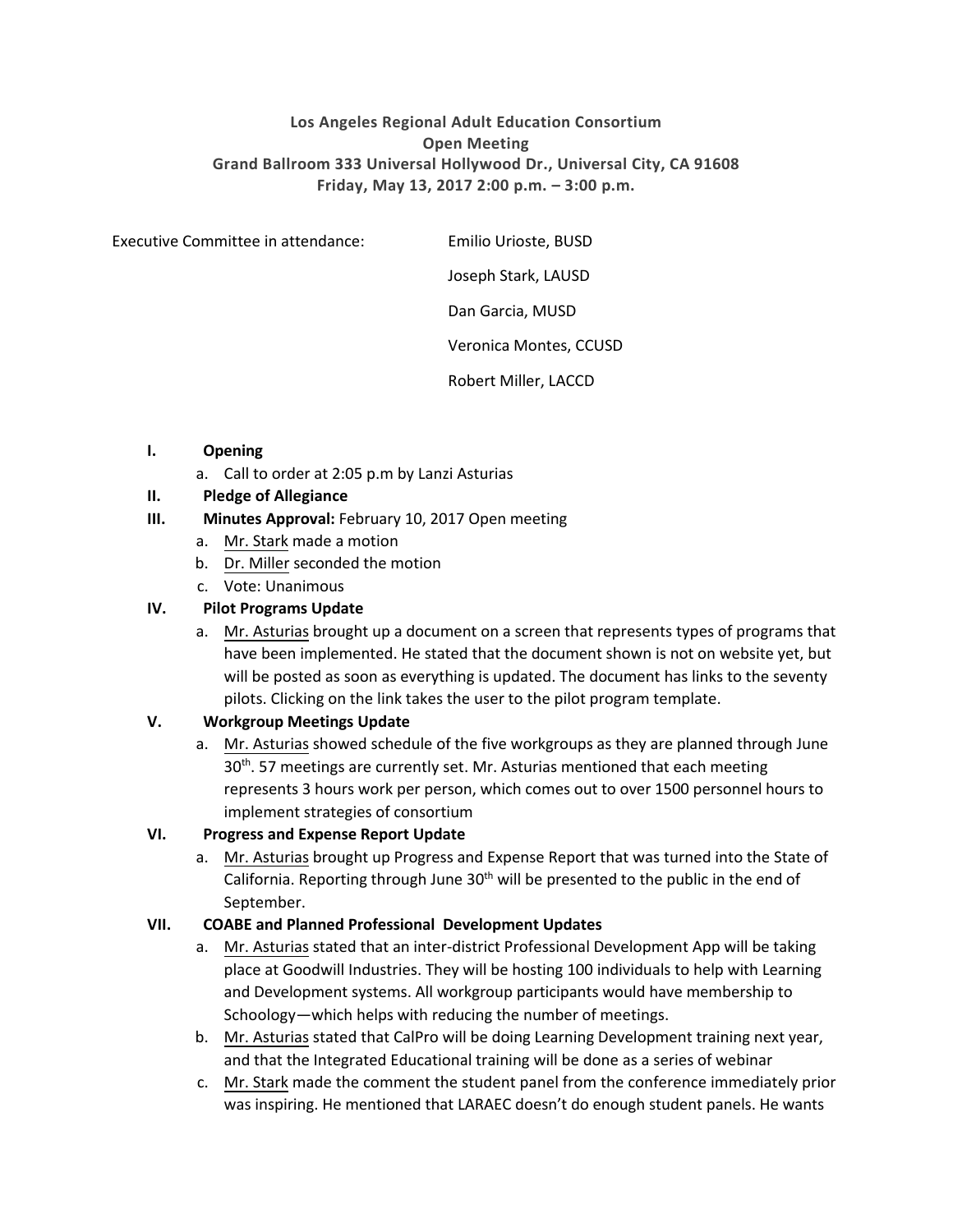**Los Angeles Regional Adult Education Consortium**
**Open Meeting**
**Grand Ballroom 333 Universal Hollywood Dr., Universal City, CA 91608**
**Friday, May 13, 2017 2:00 p.m. – 3:00 p.m.**

Executive Committee in attendance:

- Emilio Urioste, BUSD
- Joseph Stark, LAUSD
- Dan Garcia, MUSD
- Veronica Montes, CCUSD
- Robert Miller, LACCD

**I. Opening**

a. Call to order at 2:05 p.m by Lanzi Asturias

**II. Pledge of Allegiance**

**III. Minutes Approval:** February 10, 2017 Open meeting

a. Mr. Stark made a motion
b. Dr. Miller seconded the motion
c. Vote: Unanimous

**IV. Pilot Programs Update**

a. Mr. Asturias brought up a document on a screen that represents types of programs that have been implemented. He stated that the document shown is not on website yet, but will be posted as soon as everything is updated. The document has links to the seventy pilots. Clicking on the link takes the user to the pilot program template.

**V. Workgroup Meetings Update**

a. Mr. Asturias showed schedule of the five workgroups as they are planned through June 30th. 57 meetings are currently set. Mr. Asturias mentioned that each meeting represents 3 hours work per person, which comes out to over 1500 personnel hours to implement strategies of consortium

**VI. Progress and Expense Report Update**

a. Mr. Asturias brought up Progress and Expense Report that was turned into the State of California. Reporting through June 30th will be presented to the public in the end of September.

**VII. COABE and Planned Professional Development Updates**

a. Mr. Asturias stated that an inter-district Professional Development App will be taking place at Goodwill Industries. They will be hosting 100 individuals to help with Learning and Development systems. All workgroup participants would have membership to Schoology—which helps with reducing the number of meetings.
b. Mr. Asturias stated that CalPro will be doing Learning Development training next year, and that the Integrated Educational training will be done as a series of webinar
c. Mr. Stark made the comment the student panel from the conference immediately prior was inspiring. He mentioned that LARAEC doesn't do enough student panels. He wants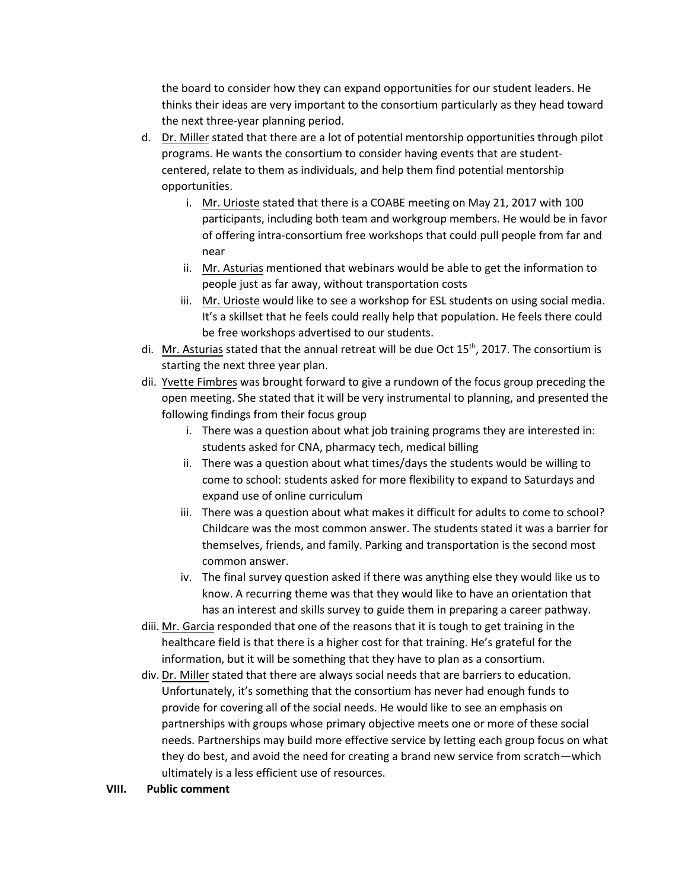the board to consider how they can expand opportunities for our student leaders. He thinks their ideas are very important to the consortium particularly as they head toward the next three-year planning period.

d. Dr. Miller stated that there are a lot of potential mentorship opportunities through pilot programs. He wants the consortium to consider having events that are student-centered, relate to them as individuals, and help them find potential mentorship opportunities.
   i. Mr. Urioste stated that there is a COABE meeting on May 21, 2017 with 100 participants, including both team and workgroup members. He would be in favor of offering intra-consortium free workshops that could pull people from far and near
   ii. Mr. Asturias mentioned that webinars would be able to get the information to people just as far away, without transportation costs
   iii. Mr. Urioste would like to see a workshop for ESL students on using social media. It's a skillset that he feels could really help that population. He feels there could be free workshops advertised to our students.

di. Mr. Asturias stated that the annual retreat will be due Oct 15th, 2017. The consortium is starting the next three year plan.

dii. Yvette Fimbres was brought forward to give a rundown of the focus group preceding the open meeting. She stated that it will be very instrumental to planning, and presented the following findings from their focus group
   i. There was a question about what job training programs they are interested in: students asked for CNA, pharmacy tech, medical billing
   ii. There was a question about what times/days the students would be willing to come to school: students asked for more flexibility to expand to Saturdays and expand use of online curriculum
   iii. There was a question about what makes it difficult for adults to come to school? Childcare was the most common answer. The students stated it was a barrier for themselves, friends, and family. Parking and transportation is the second most common answer.
   iv. The final survey question asked if there was anything else they would like us to know. A recurring theme was that they would like to have an orientation that has an interest and skills survey to guide them in preparing a career pathway.

diii. Mr. Garcia responded that one of the reasons that it is tough to get training in the healthcare field is that there is a higher cost for that training. He's grateful for the information, but it will be something that they have to plan as a consortium.

div. Dr. Miller stated that there are always social needs that are barriers to education. Unfortunately, it's something that the consortium has never had enough funds to provide for covering all of the social needs. He would like to see an emphasis on partnerships with groups whose primary objective meets one or more of these social needs. Partnerships may build more effective service by letting each group focus on what they do best, and avoid the need for creating a brand new service from scratch—which ultimately is a less efficient use of resources.

**VIII. Public comment**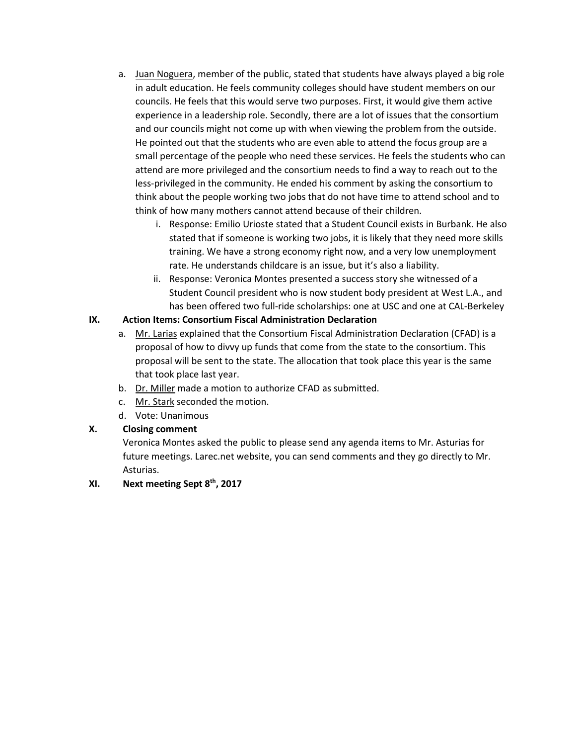a. Juan Noguera, member of the public, stated that students have always played a big role in adult education. He feels community colleges should have student members on our councils. He feels that this would serve two purposes. First, it would give them active experience in a leadership role. Secondly, there are a lot of issues that the consortium and our councils might not come up with when viewing the problem from the outside. He pointed out that the students who are even able to attend the focus group are a small percentage of the people who need these services. He feels the students who can attend are more privileged and the consortium needs to find a way to reach out to the less-privileged in the community. He ended his comment by asking the consortium to think about the people working two jobs that do not have time to attend school and to think of how many mothers cannot attend because of their children.
   i. Response: Emilio Urioste stated that a Student Council exists in Burbank. He also stated that if someone is working two jobs, it is likely that they need more skills training. We have a strong economy right now, and a very low unemployment rate. He understands childcare is an issue, but it's also a liability.
   ii. Response: Veronica Montes presented a success story she witnessed of a Student Council president who is now student body president at West L.A., and has been offered two full-ride scholarships: one at USC and one at CAL-Berkeley

## IX. Action Items: Consortium Fiscal Administration Declaration

a. Mr. Larias explained that the Consortium Fiscal Administration Declaration (CFAD) is a proposal of how to divvy up funds that come from the state to the consortium. This proposal will be sent to the state. The allocation that took place this year is the same that took place last year.
b. Dr. Miller made a motion to authorize CFAD as submitted.
c. Mr. Stark seconded the motion.
d. Vote: Unanimous

## X. Closing comment

Veronica Montes asked the public to please send any agenda items to Mr. Asturias for future meetings. Larec.net website, you can send comments and they go directly to Mr. Asturias.

## XI. Next meeting Sept 8th, 2017